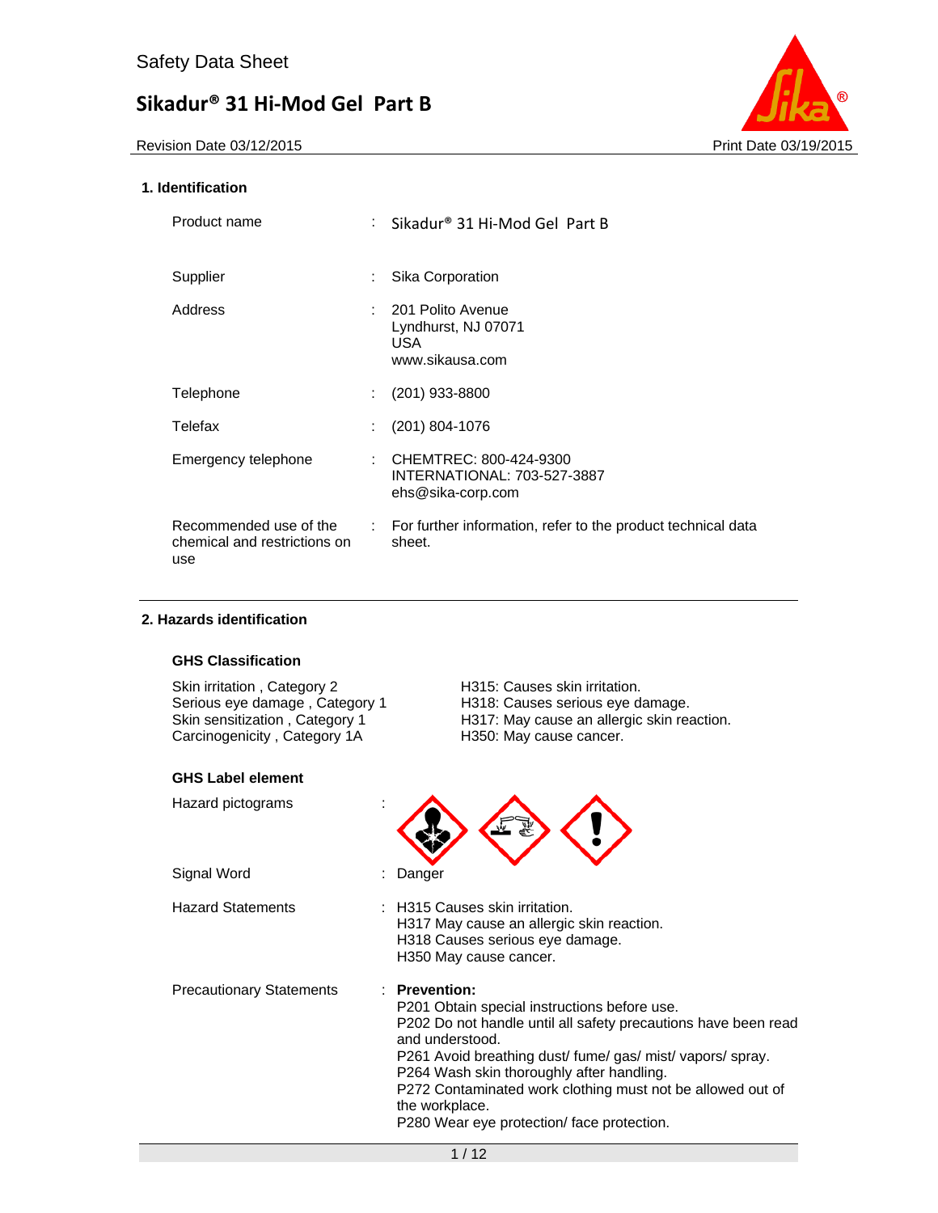Safety Data Sheet

# Sikadur® 31 Hi-Mod Gel Part B

Revision Date 03/12/2015 | Print Date 03/19/2015

## 1. Identification

| | | |
|---|---|---|
| Product name | : | Sikadur® 31 Hi-Mod Gel Part B |
| Supplier | : | Sika Corporation |
| Address | : | 201 Polito Avenue<br>Lyndhurst, NJ 07071<br>USA<br>www.sikausa.com |
| Telephone | : | (201) 933-8800 |
| Telefax | : | (201) 804-1076 |
| Emergency telephone | : | CHEMTREC: 800-424-9300<br>INTERNATIONAL: 703-527-3887<br>ehs@sika-corp.com |
| Recommended use of the chemical and restrictions on use | : | For further information, refer to the product technical data sheet. |

## 2. Hazards identification

### GHS Classification

| | |
|---|---|
| Skin irritation , Category 2 | H315: Causes skin irritation. |
| Serious eye damage , Category 1 | H318: Causes serious eye damage. |
| Skin sensitization , Category 1 | H317: May cause an allergic skin reaction. |
| Carcinogenicity , Category 1A | H350: May cause cancer. |

### GHS Label element

Hazard pictograms :

Signal Word : Danger

Hazard Statements :
H315 Causes skin irritation.
H317 May cause an allergic skin reaction.
H318 Causes serious eye damage.
H350 May cause cancer.

Precautionary Statements :

**Prevention:**
P201 Obtain special instructions before use.
P202 Do not handle until all safety precautions have been read and understood.
P261 Avoid breathing dust/ fume/ gas/ mist/ vapors/ spray.
P264 Wash skin thoroughly after handling.
P272 Contaminated work clothing must not be allowed out of the workplace.
P280 Wear eye protection/ face protection.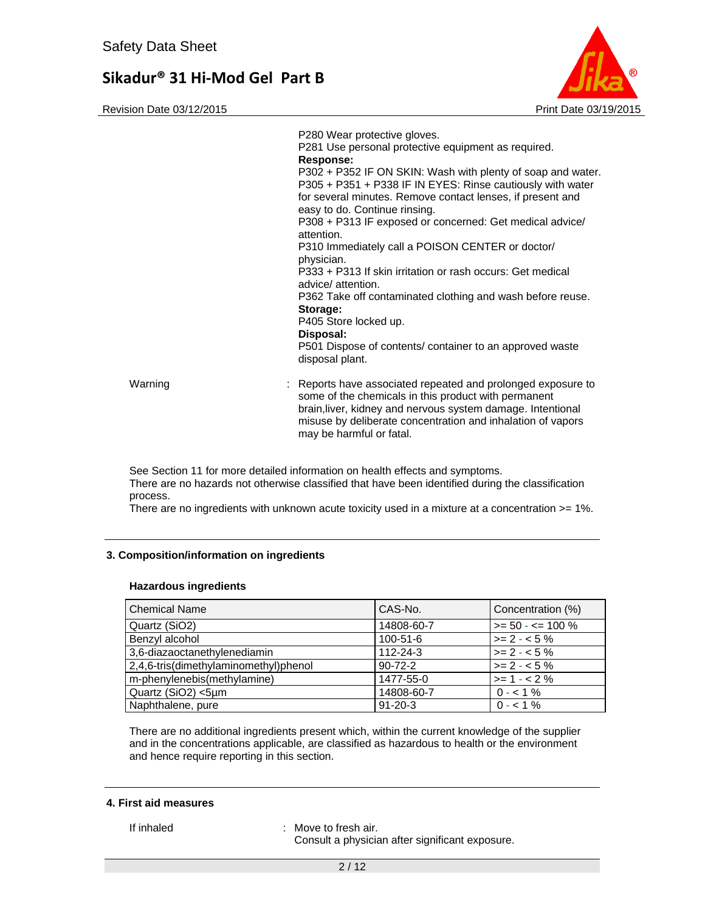P280 Wear protective gloves.
P281 Use personal protective equipment as required.

**Response:**

P302 + P352 IF ON SKIN: Wash with plenty of soap and water.
P305 + P351 + P338 IF IN EYES: Rinse cautiously with water for several minutes. Remove contact lenses, if present and easy to do. Continue rinsing.
P308 + P313 IF exposed or concerned: Get medical advice/ attention.
P310 Immediately call a POISON CENTER or doctor/ physician.
P333 + P313 If skin irritation or rash occurs: Get medical advice/ attention.
P362 Take off contaminated clothing and wash before reuse.

**Storage:**

P405 Store locked up.

**Disposal:**

P501 Dispose of contents/ container to an approved waste disposal plant.

Warning : Reports have associated repeated and prolonged exposure to some of the chemicals in this product with permanent brain,liver, kidney and nervous system damage. Intentional misuse by deliberate concentration and inhalation of vapors may be harmful or fatal.

See Section 11 for more detailed information on health effects and symptoms.
There are no hazards not otherwise classified that have been identified during the classification process.
There are no ingredients with unknown acute toxicity used in a mixture at a concentration >= 1%.

## 3. Composition/information on ingredients

### Hazardous ingredients

| Chemical Name | CAS-No. | Concentration (%) |
|---|---|---|
| Quartz ($SiO_2$) | 14808-60-7 | >= 50 - <= 100 % |
| Benzyl alcohol | 100-51-6 | >= 2 - < 5 % |
| 3,6-diazaoctanethylenediamin | 112-24-3 | >= 2 - < 5 % |
| 2,4,6-tris(dimethylaminomethyl)phenol | 90-72-2 | >= 2 - < 5 % |
| m-phenylenebis(methylamine) | 1477-55-0 | >= 1 - < 2 % |
| Quartz ($SiO_2$) <5µm | 14808-60-7 | 0 - < 1 % |
| Naphthalene, pure | 91-20-3 | 0 - < 1 % |

There are no additional ingredients present which, within the current knowledge of the supplier and in the concentrations applicable, are classified as hazardous to health or the environment and hence require reporting in this section.

## 4. First aid measures

If inhaled : Move to fresh air.
Consult a physician after significant exposure.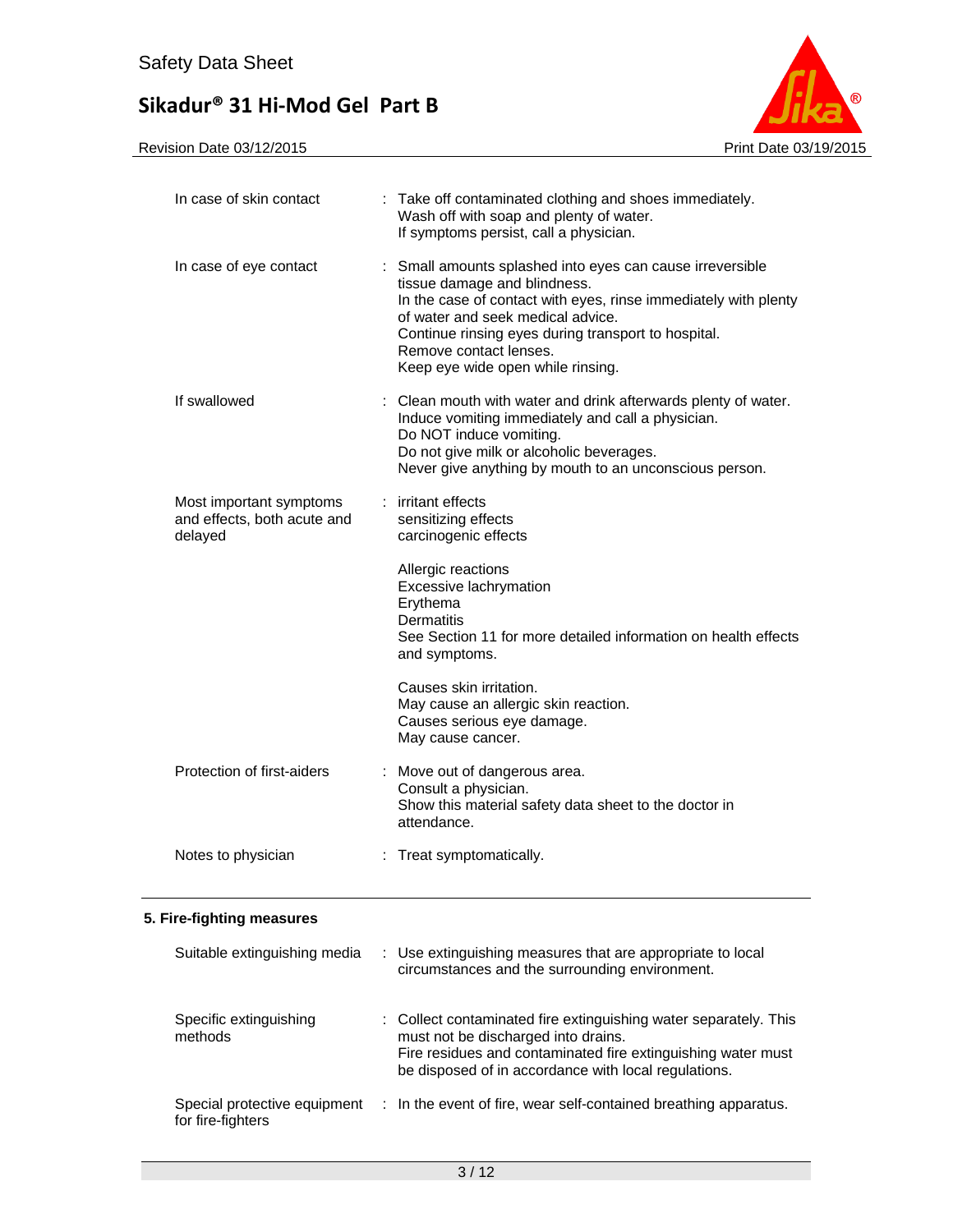| | | |
|---|---|---|
| In case of skin contact | : | Take off contaminated clothing and shoes immediately.<br>Wash off with soap and plenty of water.<br>If symptoms persist, call a physician. |
| In case of eye contact | : | Small amounts splashed into eyes can cause irreversible tissue damage and blindness.<br>In the case of contact with eyes, rinse immediately with plenty of water and seek medical advice.<br>Continue rinsing eyes during transport to hospital.<br>Remove contact lenses.<br>Keep eye wide open while rinsing. |
| If swallowed | : | Clean mouth with water and drink afterwards plenty of water.<br>Induce vomiting immediately and call a physician.<br>Do NOT induce vomiting.<br>Do not give milk or alcoholic beverages.<br>Never give anything by mouth to an unconscious person. |
| Most important symptoms and effects, both acute and delayed | : | irritant effects<br>sensitizing effects<br>carcinogenic effects<br><br>Allergic reactions<br>Excessive lachrymation<br>Erythema<br>Dermatitis<br>See Section 11 for more detailed information on health effects and symptoms.<br><br>Causes skin irritation.<br>May cause an allergic skin reaction.<br>Causes serious eye damage.<br>May cause cancer. |
| Protection of first-aiders | : | Move out of dangerous area.<br>Consult a physician.<br>Show this material safety data sheet to the doctor in attendance. |
| Notes to physician | : | Treat symptomatically. |

## 5. Fire-fighting measures

| | | |
|---|---|---|
| Suitable extinguishing media | : | Use extinguishing measures that are appropriate to local circumstances and the surrounding environment. |
| Specific extinguishing methods | : | Collect contaminated fire extinguishing water separately. This must not be discharged into drains.<br>Fire residues and contaminated fire extinguishing water must be disposed of in accordance with local regulations. |
| Special protective equipment for fire-fighters | : | In the event of fire, wear self-contained breathing apparatus. |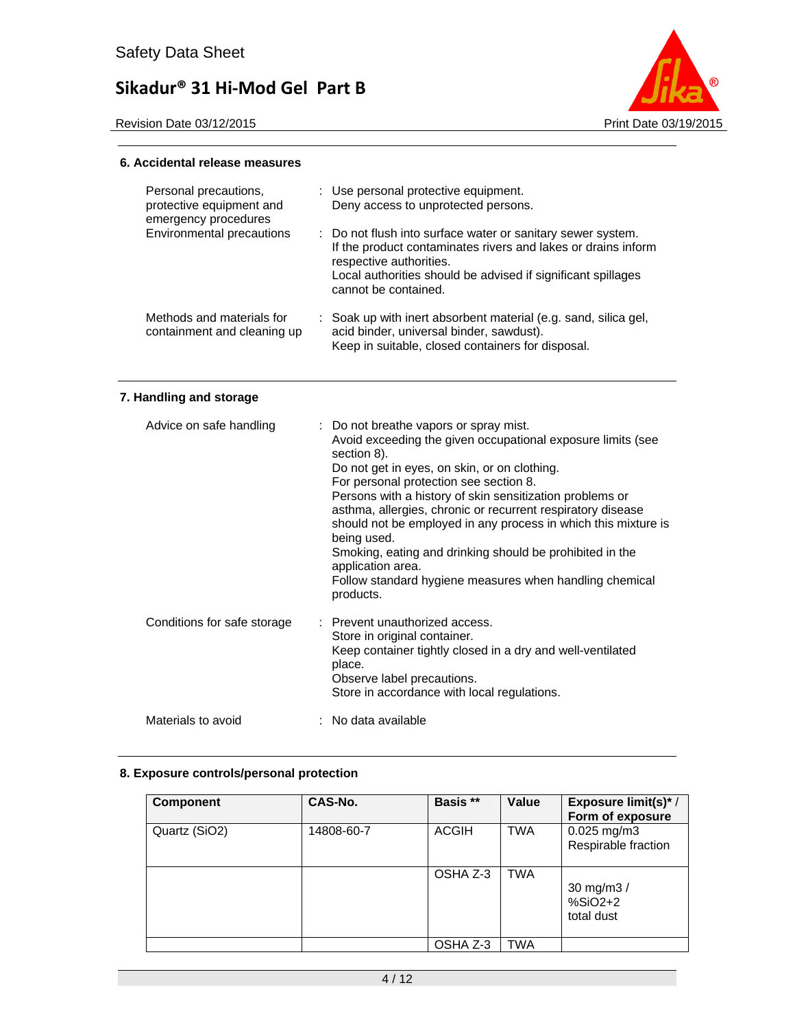## 6. Accidental release measures

| | |
|---|---|
| Personal precautions, protective equipment and emergency procedures | : Use personal protective equipment. Deny access to unprotected persons. |
| Environmental precautions | : Do not flush into surface water or sanitary sewer system. If the product contaminates rivers and lakes or drains inform respective authorities. Local authorities should be advised if significant spillages cannot be contained. |
| Methods and materials for containment and cleaning up | : Soak up with inert absorbent material (e.g. sand, silica gel, acid binder, universal binder, sawdust). Keep in suitable, closed containers for disposal. |

## 7. Handling and storage

| | |
|---|---|
| Advice on safe handling | : Do not breathe vapors or spray mist. Avoid exceeding the given occupational exposure limits (see section 8). Do not get in eyes, on skin, or on clothing. For personal protection see section 8. Persons with a history of skin sensitization problems or asthma, allergies, chronic or recurrent respiratory disease should not be employed in any process in which this mixture is being used. Smoking, eating and drinking should be prohibited in the application area. Follow standard hygiene measures when handling chemical products. |
| Conditions for safe storage | : Prevent unauthorized access. Store in original container. Keep container tightly closed in a dry and well-ventilated place. Observe label precautions. Store in accordance with local regulations. |
| Materials to avoid | : No data available |

## 8. Exposure controls/personal protection

| Component | CAS-No. | Basis ** | Value | Exposure limit(s)* / Form of exposure |
|---|---|---|---|---|
| Quartz ($SiO_2$) | 14808-60-7 | ACGIH | TWA | 0.025 mg/m3 Respirable fraction |
| | | OSHA Z-3 | TWA | 30 mg/m3 / %SiO2+2 total dust |
| | | OSHA Z-3 | TWA | |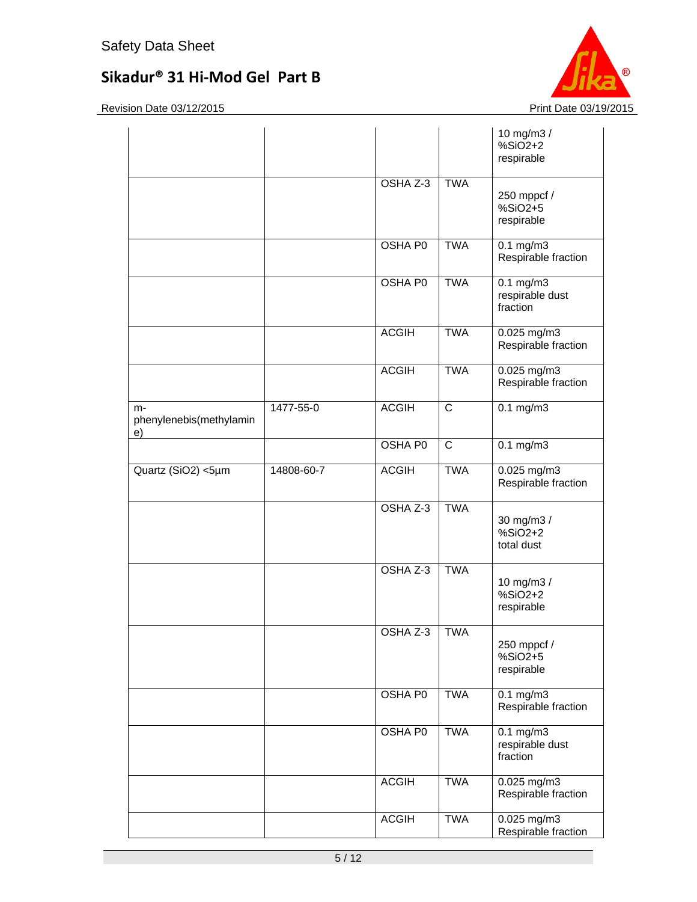| | | | | |
|---|---|---|---|---|
| | | | | 10 mg/m3 / %SiO2+2 respirable |
| | | OSHA Z-3 | TWA | 250 mppcf / %SiO2+5 respirable |
| | | OSHA P0 | TWA | 0.1 mg/m3 Respirable fraction |
| | | OSHA P0 | TWA | 0.1 mg/m3 respirable dust fraction |
| | | ACGIH | TWA | 0.025 mg/m3 Respirable fraction |
| | | ACGIH | TWA | 0.025 mg/m3 Respirable fraction |
| m-phenylenebis(methylamine) | 1477-55-0 | ACGIH | C | 0.1 mg/m3 |
| | | OSHA P0 | C | 0.1 mg/m3 |
| Quartz (SiO2) <5µm | 14808-60-7 | ACGIH | TWA | 0.025 mg/m3 Respirable fraction |
| | | OSHA Z-3 | TWA | 30 mg/m3 / %SiO2+2 total dust |
| | | OSHA Z-3 | TWA | 10 mg/m3 / %SiO2+2 respirable |
| | | OSHA Z-3 | TWA | 250 mppcf / %SiO2+5 respirable |
| | | OSHA P0 | TWA | 0.1 mg/m3 Respirable fraction |
| | | OSHA P0 | TWA | 0.1 mg/m3 respirable dust fraction |
| | | ACGIH | TWA | 0.025 mg/m3 Respirable fraction |
| | | ACGIH | TWA | 0.025 mg/m3 Respirable fraction |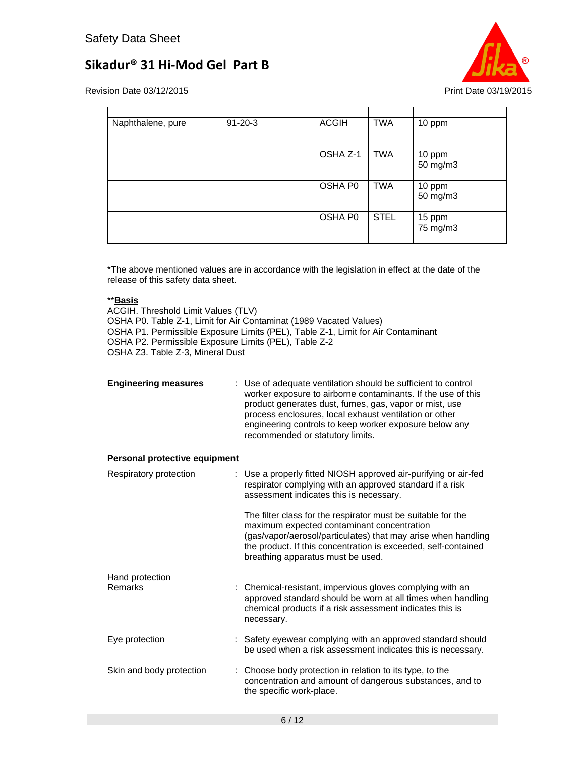| | | | | |
|---|---|---|---|---|
| Naphthalene, pure | 91-20-3 | ACGIH | TWA | 10 ppm |
| | | OSHA Z-1 | TWA | 10 ppm<br>50 mg/m3 |
| | | OSHA P0 | TWA | 10 ppm<br>50 mg/m3 |
| | | OSHA P0 | STEL | 15 ppm<br>75 mg/m3 |

*The above mentioned values are in accordance with the legislation in effect at the date of the release of this safety data sheet.

**<u>**Basis**</u>
ACGIH. Threshold Limit Values (TLV)
OSHA P0. Table Z-1, Limit for Air Contaminat (1989 Vacated Values)
OSHA P1. Permissible Exposure Limits (PEL), Table Z-1, Limit for Air Contaminant
OSHA P2. Permissible Exposure Limits (PEL), Table Z-2
OSHA Z3. Table Z-3, Mineral Dust

**Engineering measures** : Use of adequate ventilation should be sufficient to control worker exposure to airborne contaminants. If the use of this product generates dust, fumes, gas, vapor or mist, use process enclosures, local exhaust ventilation or other engineering controls to keep worker exposure below any recommended or statutory limits.

**Personal protective equipment**

Respiratory protection : Use a properly fitted NIOSH approved air-purifying or air-fed respirator complying with an approved standard if a risk assessment indicates this is necessary.

The filter class for the respirator must be suitable for the maximum expected contaminant concentration (gas/vapor/aerosol/particulates) that may arise when handling the product. If this concentration is exceeded, self-contained breathing apparatus must be used.

Hand protection
Remarks : Chemical-resistant, impervious gloves complying with an approved standard should be worn at all times when handling chemical products if a risk assessment indicates this is necessary.

Eye protection : Safety eyewear complying with an approved standard should be used when a risk assessment indicates this is necessary.

Skin and body protection : Choose body protection in relation to its type, to the concentration and amount of dangerous substances, and to the specific work-place.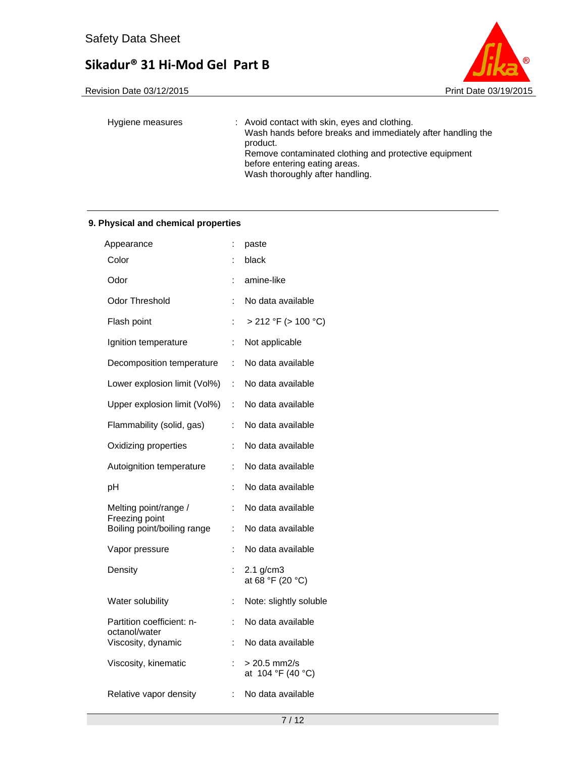| | | |
|---|---|---|
| Hygiene measures | : | Avoid contact with skin, eyes and clothing. Wash hands before breaks and immediately after handling the product. Remove contaminated clothing and protective equipment before entering eating areas. Wash thoroughly after handling. |

## 9. Physical and chemical properties

| | | |
|---|---|---|
| Appearance | : | paste |
| Color | : | black |
| Odor | : | amine-like |
| Odor Threshold | : | No data available |
| Flash point | : | > 212 °F (> 100 °C) |
| Ignition temperature | : | Not applicable |
| Decomposition temperature | : | No data available |
| Lower explosion limit (Vol%) | : | No data available |
| Upper explosion limit (Vol%) | : | No data available |
| Flammability (solid, gas) | : | No data available |
| Oxidizing properties | : | No data available |
| Autoignition temperature | : | No data available |
| pH | : | No data available |
| Melting point/range / Freezing point | : | No data available |
| Boiling point/boiling range | : | No data available |
| Vapor pressure | : | No data available |
| Density | : | 2.1 g/cm3 at 68 °F (20 °C) |
| Water solubility | : | Note: slightly soluble |
| Partition coefficient: n-octanol/water | : | No data available |
| Viscosity, dynamic | : | No data available |
| Viscosity, kinematic | : | > 20.5 mm2/s at 104 °F (40 °C) |
| Relative vapor density | : | No data available |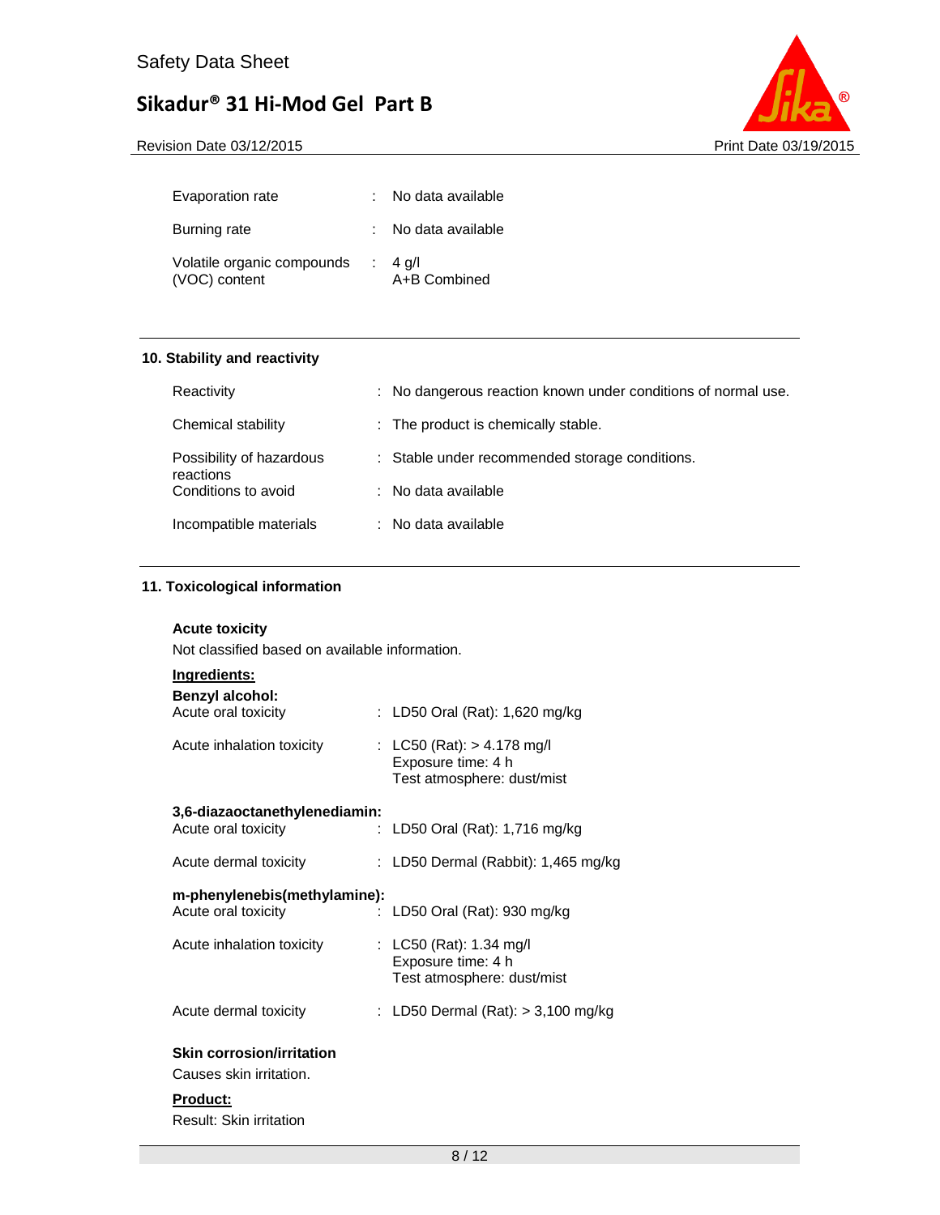| | | |
|---|---|---|
| Evaporation rate | : | No data available |
| Burning rate | : | No data available |
| Volatile organic compounds (VOC) content | : | 4 g/l<br>A+B Combined |

## 10. Stability and reactivity

| | | |
|---|---|---|
| Reactivity | : | No dangerous reaction known under conditions of normal use. |
| Chemical stability | : | The product is chemically stable. |
| Possibility of hazardous reactions | : | Stable under recommended storage conditions. |
| Conditions to avoid | : | No data available |
| Incompatible materials | : | No data available |

## 11. Toxicological information

**Acute toxicity**

Not classified based on available information.

**Ingredients:**

**Benzyl alcohol:**

| | | |
|---|---|---|
| Acute oral toxicity | : | LD50 Oral (Rat): 1,620 mg/kg |
| Acute inhalation toxicity | : | LC50 (Rat): > 4.178 mg/l<br>Exposure time: 4 h<br>Test atmosphere: dust/mist |

**3,6-diazaoctanethylenediamin:**

| | | |
|---|---|---|
| Acute oral toxicity | : | LD50 Oral (Rat): 1,716 mg/kg |
| Acute dermal toxicity | : | LD50 Dermal (Rabbit): 1,465 mg/kg |

**m-phenylenebis(methylamine):**

| | | |
|---|---|---|
| Acute oral toxicity | : | LD50 Oral (Rat): 930 mg/kg |
| Acute inhalation toxicity | : | LC50 (Rat): 1.34 mg/l<br>Exposure time: 4 h<br>Test atmosphere: dust/mist |
| Acute dermal toxicity | : | LD50 Dermal (Rat): > 3,100 mg/kg |

**Skin corrosion/irritation**

Causes skin irritation.

**Product:**

Result: Skin irritation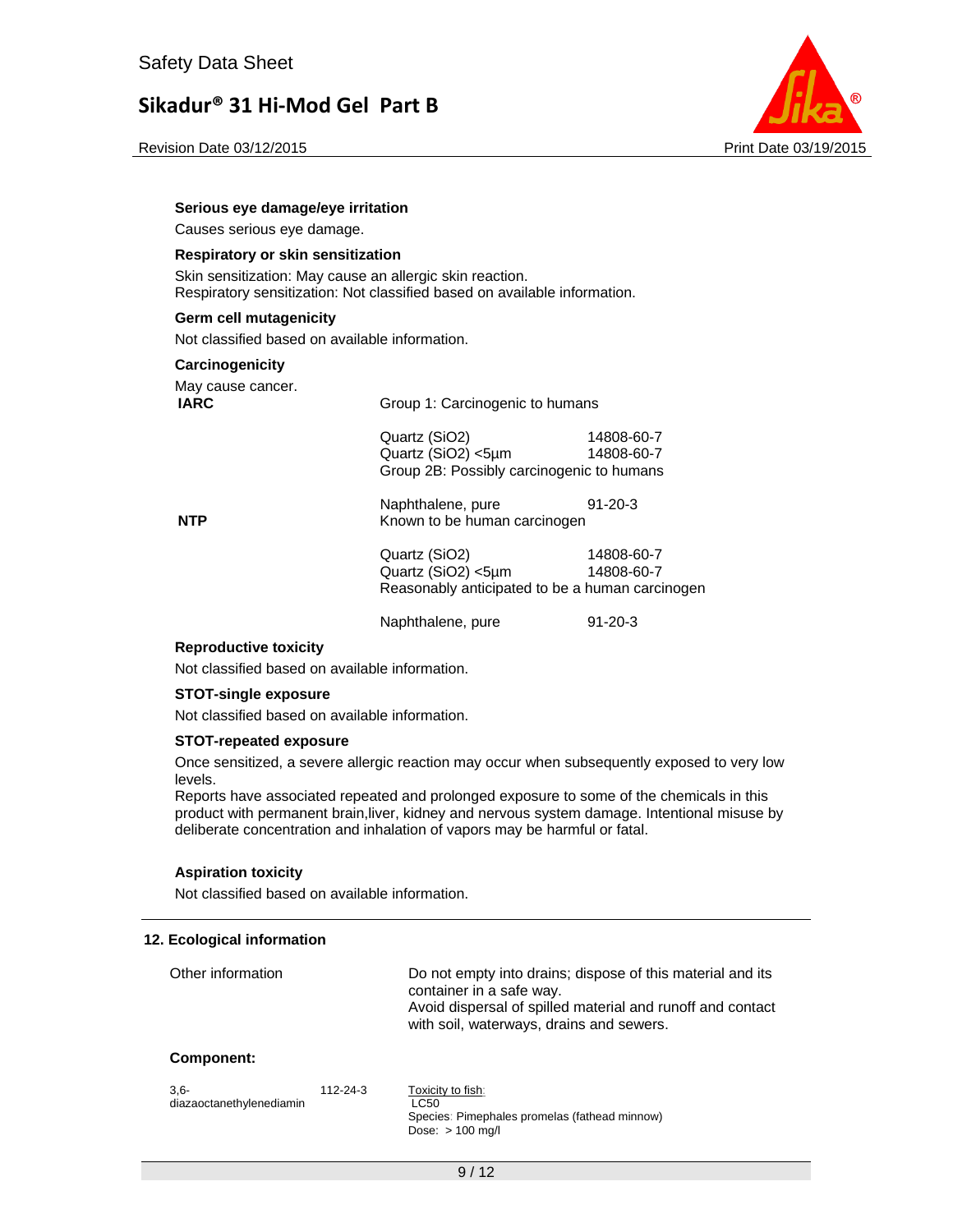**Serious eye damage/eye irritation**

Causes serious eye damage.

**Respiratory or skin sensitization**

Skin sensitization: May cause an allergic skin reaction.
Respiratory sensitization: Not classified based on available information.

**Germ cell mutagenicity**

Not classified based on available information.

**Carcinogenicity**

May cause cancer.

| | | |
|---|---|---|
| **IARC** | Group 1: Carcinogenic to humans | |
| | Quartz (SiO2) | 14808-60-7 |
| | Quartz (SiO2) <5µm | 14808-60-7 |
| | Group 2B: Possibly carcinogenic to humans | |
| | Naphthalene, pure | 91-20-3 |
| **NTP** | Known to be human carcinogen | |
| | Quartz (SiO2) | 14808-60-7 |
| | Quartz (SiO2) <5µm | 14808-60-7 |
| | Reasonably anticipated to be a human carcinogen | |
| | Naphthalene, pure | 91-20-3 |

**Reproductive toxicity**

Not classified based on available information.

**STOT-single exposure**

Not classified based on available information.

**STOT-repeated exposure**

Once sensitized, a severe allergic reaction may occur when subsequently exposed to very low levels.
Reports have associated repeated and prolonged exposure to some of the chemicals in this product with permanent brain,liver, kidney and nervous system damage. Intentional misuse by deliberate concentration and inhalation of vapors may be harmful or fatal.

**Aspiration toxicity**

Not classified based on available information.

## 12. Ecological information

| | |
|---|---|
| Other information | Do not empty into drains; dispose of this material and its container in a safe way.<br>Avoid dispersal of spilled material and runoff and contact with soil, waterways, drains and sewers. |

**Component:**

| | | |
|---|---|---|
| 3,6-diazaoctanethylenediamin | 112-24-3 | Toxicity to fish:<br>LC50<br>Species: Pimephales promelas (fathead minnow)<br>Dose: > 100 mg/l |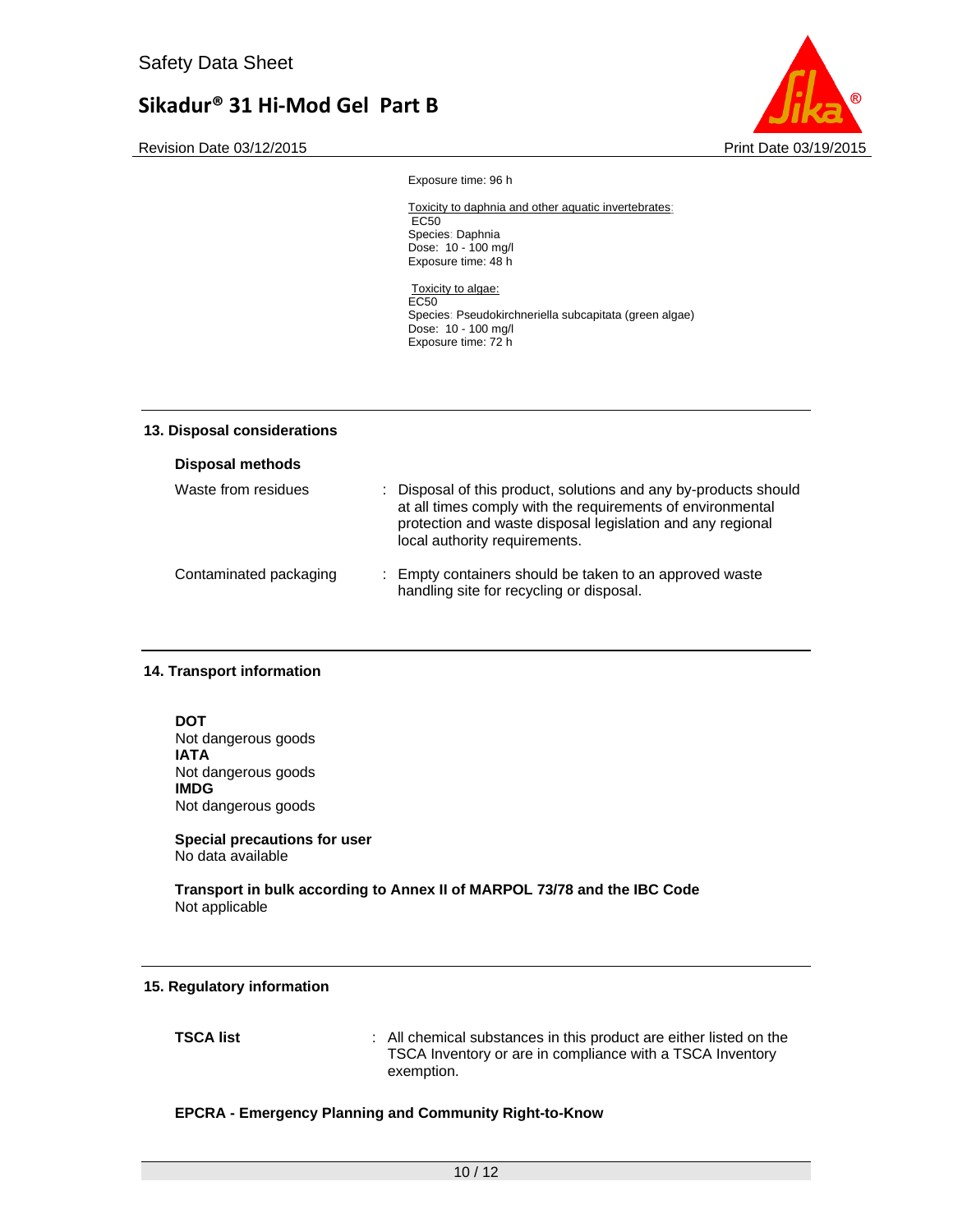Exposure time: 96 h

Toxicity to daphnia and other aquatic invertebrates:
EC50
Species: Daphnia
Dose: 10 - 100 mg/l
Exposure time: 48 h

Toxicity to algae:
EC50
Species: Pseudokirchneriella subcapitata (green algae)
Dose: 10 - 100 mg/l
Exposure time: 72 h

## 13. Disposal considerations

### Disposal methods

| | |
|---|---|
| Waste from residues | : Disposal of this product, solutions and any by-products should at all times comply with the requirements of environmental protection and waste disposal legislation and any regional local authority requirements. |
| Contaminated packaging | : Empty containers should be taken to an approved waste handling site for recycling or disposal. |

## 14. Transport information

**DOT**
Not dangerous goods
**IATA**
Not dangerous goods
**IMDG**
Not dangerous goods

**Special precautions for user**
No data available

**Transport in bulk according to Annex II of MARPOL 73/78 and the IBC Code**
Not applicable

## 15. Regulatory information

| | |
|---|---|
| **TSCA list** | : All chemical substances in this product are either listed on the TSCA Inventory or are in compliance with a TSCA Inventory exemption. |

**EPCRA - Emergency Planning and Community Right-to-Know**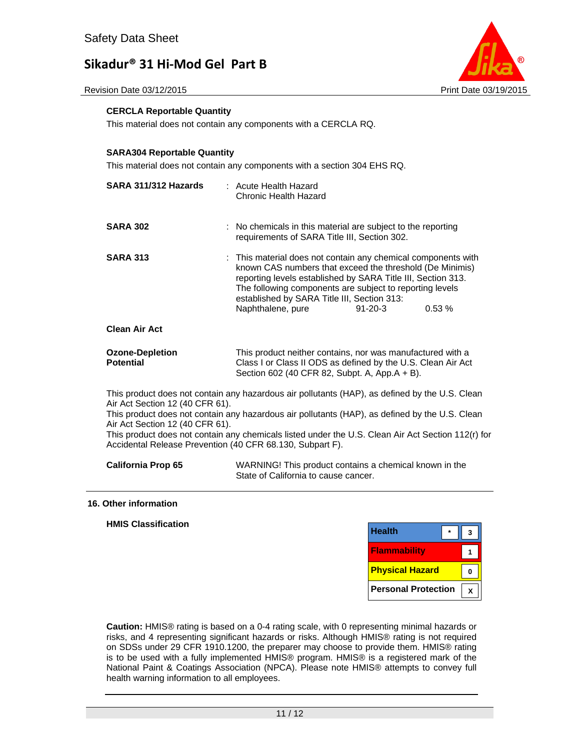**CERCLA Reportable Quantity**

This material does not contain any components with a CERCLA RQ.

**SARA304 Reportable Quantity**

This material does not contain any components with a section 304 EHS RQ.

**SARA 311/312 Hazards** : Acute Health Hazard
Chronic Health Hazard

**SARA 302** : No chemicals in this material are subject to the reporting requirements of SARA Title III, Section 302.

**SARA 313** : This material does not contain any chemical components with known CAS numbers that exceed the threshold (De Minimis) reporting levels established by SARA Title III, Section 313.
The following components are subject to reporting levels established by SARA Title III, Section 313:

| | | |
|---|---|---|
| Naphthalene, pure | 91-20-3 | 0.53 % |

**Clean Air Act**

**Ozone-Depletion Potential** This product neither contains, nor was manufactured with a Class I or Class II ODS as defined by the U.S. Clean Air Act Section 602 (40 CFR 82, Subpt. A, App.A + B).

This product does not contain any hazardous air pollutants (HAP), as defined by the U.S. Clean Air Act Section 12 (40 CFR 61).
This product does not contain any hazardous air pollutants (HAP), as defined by the U.S. Clean Air Act Section 12 (40 CFR 61).
This product does not contain any chemicals listed under the U.S. Clean Air Act Section 112(r) for Accidental Release Prevention (40 CFR 68.130, Subpart F).

**California Prop 65** WARNING! This product contains a chemical known in the State of California to cause cancer.

## 16. Other information

**HMIS Classification**

| | | |
|---|---|---|
| Health | * | 3 |
| Flammability | | 1 |
| Physical Hazard | | 0 |
| Personal Protection | | X |

**Caution:** HMIS® rating is based on a 0-4 rating scale, with 0 representing minimal hazards or risks, and 4 representing significant hazards or risks. Although HMIS® rating is not required on SDSs under 29 CFR 1910.1200, the preparer may choose to provide them. HMIS® rating is to be used with a fully implemented HMIS® program. HMIS® is a registered mark of the National Paint & Coatings Association (NPCA). Please note HMIS® attempts to convey full health warning information to all employees.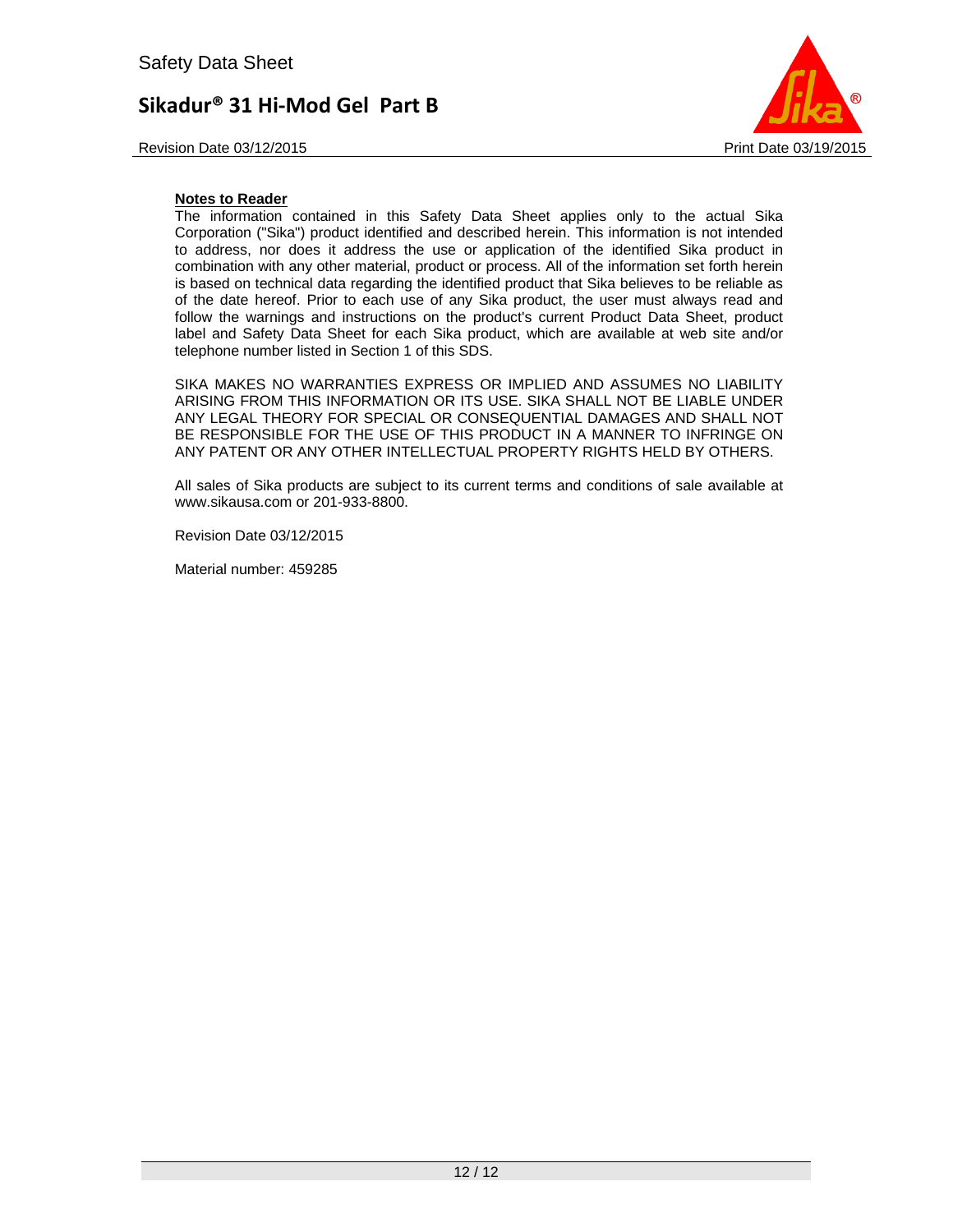**Notes to Reader**

The information contained in this Safety Data Sheet applies only to the actual Sika Corporation ("Sika") product identified and described herein. This information is not intended to address, nor does it address the use or application of the identified Sika product in combination with any other material, product or process. All of the information set forth herein is based on technical data regarding the identified product that Sika believes to be reliable as of the date hereof. Prior to each use of any Sika product, the user must always read and follow the warnings and instructions on the product's current Product Data Sheet, product label and Safety Data Sheet for each Sika product, which are available at web site and/or telephone number listed in Section 1 of this SDS.

SIKA MAKES NO WARRANTIES EXPRESS OR IMPLIED AND ASSUMES NO LIABILITY ARISING FROM THIS INFORMATION OR ITS USE. SIKA SHALL NOT BE LIABLE UNDER ANY LEGAL THEORY FOR SPECIAL OR CONSEQUENTIAL DAMAGES AND SHALL NOT BE RESPONSIBLE FOR THE USE OF THIS PRODUCT IN A MANNER TO INFRINGE ON ANY PATENT OR ANY OTHER INTELLECTUAL PROPERTY RIGHTS HELD BY OTHERS.

All sales of Sika products are subject to its current terms and conditions of sale available at www.sikausa.com or 201-933-8800.

Revision Date 03/12/2015

Material number: 459285